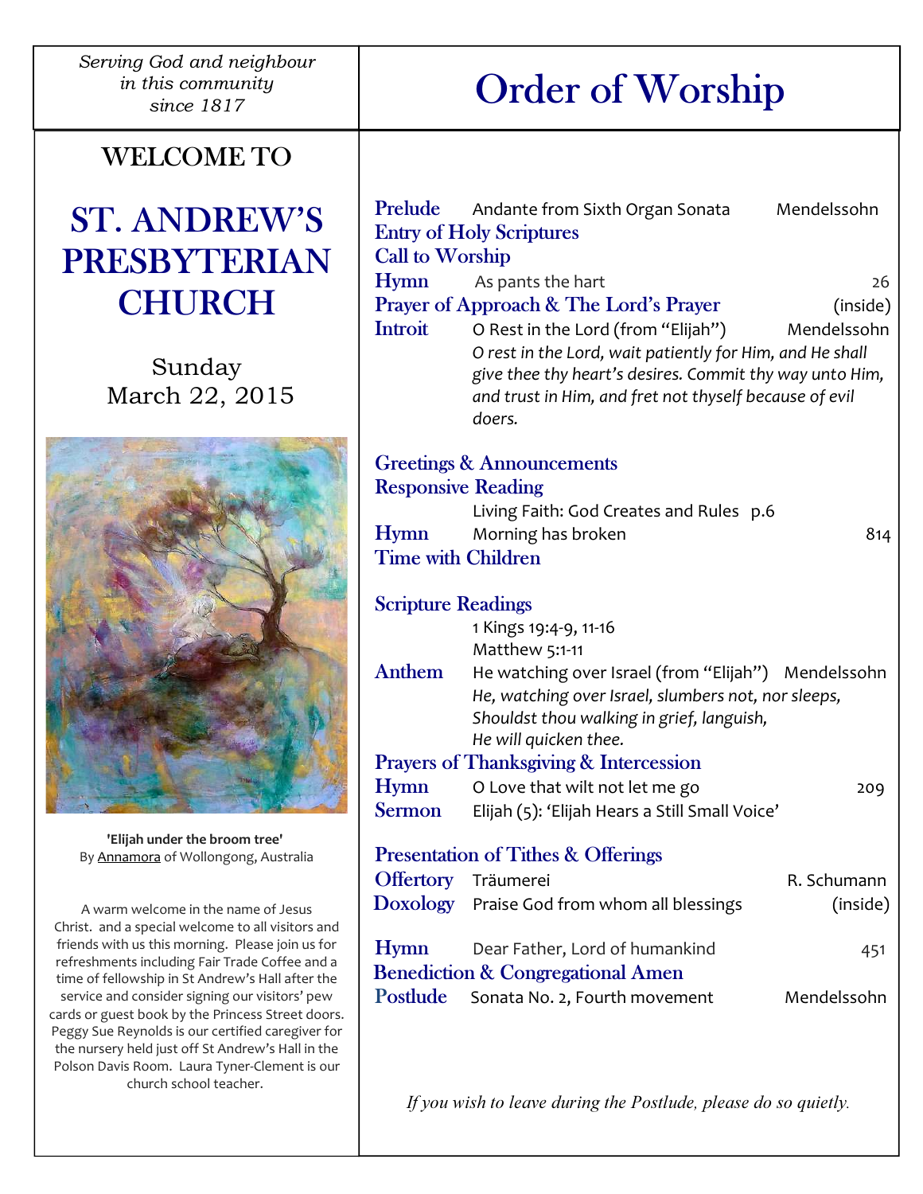*Serving God and neighbour in this community since 1817*

# WELCOME TO

# ST. ANDREW'S PRESBYTERIAN CHURCH

Sunday
March 22, 2015

**'Elijah under the broom tree'**
By Annamora of Wollongong, Australia

A warm welcome in the name of Jesus Christ. and a special welcome to all visitors and friends with us this morning. Please join us for refreshments including Fair Trade Coffee and a time of fellowship in St Andrew's Hall after the service and consider signing our visitors' pew cards or guest book by the Princess Street doors. Peggy Sue Reynolds is our certified caregiver for the nursery held just off St Andrew's Hall in the Polson Davis Room. Laura Tyner-Clement is our church school teacher.

# Order of Worship

**Prelude** Andante from Sixth Organ Sonata — Mendelssohn

**Entry of Holy Scriptures**

**Call to Worship**

**Hymn** As pants the hart — 26

**Prayer of Approach & The Lord's Prayer** — (inside)

**Introit** O Rest in the Lord (from "Elijah") — Mendelssohn

*O rest in the Lord, wait patiently for Him, and He shall give thee thy heart's desires. Commit thy way unto Him, and trust in Him, and fret not thyself because of evil doers.*

**Greetings & Announcements**

**Responsive Reading**

Living Faith: God Creates and Rules p.6

**Hymn** Morning has broken — 814

**Time with Children**

**Scripture Readings**

1 Kings 19:4-9, 11-16
Matthew 5:1-11

**Anthem** He watching over Israel (from "Elijah") — Mendelssohn

*He, watching over Israel, slumbers not, nor sleeps,*
*Shouldst thou walking in grief, languish,*
*He will quicken thee.*

**Prayers of Thanksgiving & Intercession**

**Hymn** O Love that wilt not let me go — 209

**Sermon** Elijah (5): 'Elijah Hears a Still Small Voice'

**Presentation of Tithes & Offerings**

**Offertory** Träumerei — R. Schumann

**Doxology** Praise God from whom all blessings — (inside)

**Hymn** Dear Father, Lord of humankind — 451

**Benediction & Congregational Amen**

**Postlude** Sonata No. 2, Fourth movement — Mendelssohn

*If you wish to leave during the Postlude, please do so quietly.*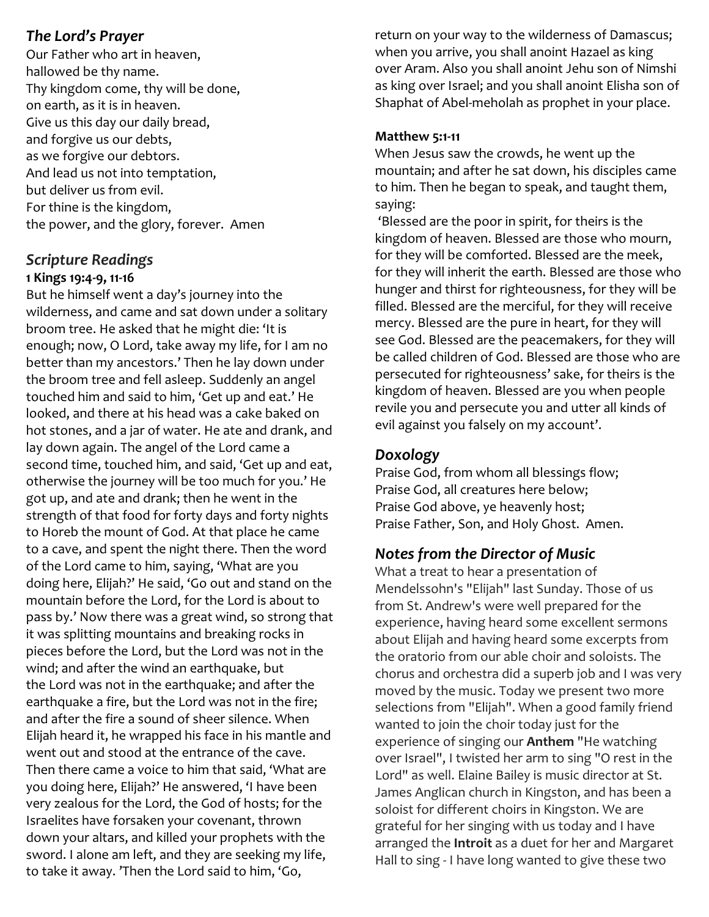## *The Lord's Prayer*

Our Father who art in heaven,
hallowed be thy name.
Thy kingdom come, thy will be done,
on earth, as it is in heaven.
Give us this day our daily bread,
and forgive us our debts,
as we forgive our debtors.
And lead us not into temptation,
but deliver us from evil.
For thine is the kingdom,
the power, and the glory, forever. Amen

## *Scripture Readings*

**1 Kings 19:4-9, 11-16**

But he himself went a day's journey into the wilderness, and came and sat down under a solitary broom tree. He asked that he might die: 'It is enough; now, O Lord, take away my life, for I am no better than my ancestors.' Then he lay down under the broom tree and fell asleep. Suddenly an angel touched him and said to him, 'Get up and eat.' He looked, and there at his head was a cake baked on hot stones, and a jar of water. He ate and drank, and lay down again. The angel of the Lord came a second time, touched him, and said, 'Get up and eat, otherwise the journey will be too much for you.' He got up, and ate and drank; then he went in the strength of that food for forty days and forty nights to Horeb the mount of God. At that place he came to a cave, and spent the night there. Then the word of the Lord came to him, saying, 'What are you doing here, Elijah?' He said, 'Go out and stand on the mountain before the Lord, for the Lord is about to pass by.' Now there was a great wind, so strong that it was splitting mountains and breaking rocks in pieces before the Lord, but the Lord was not in the wind; and after the wind an earthquake, but the Lord was not in the earthquake; and after the earthquake a fire, but the Lord was not in the fire; and after the fire a sound of sheer silence. When Elijah heard it, he wrapped his face in his mantle and went out and stood at the entrance of the cave. Then there came a voice to him that said, 'What are you doing here, Elijah?' He answered, 'I have been very zealous for the Lord, the God of hosts; for the Israelites have forsaken your covenant, thrown down your altars, and killed your prophets with the sword. I alone am left, and they are seeking my life, to take it away. 'Then the Lord said to him, 'Go, return on your way to the wilderness of Damascus; when you arrive, you shall anoint Hazael as king over Aram. Also you shall anoint Jehu son of Nimshi as king over Israel; and you shall anoint Elisha son of Shaphat of Abel-meholah as prophet in your place.

**Matthew 5:1-11**

When Jesus saw the crowds, he went up the mountain; and after he sat down, his disciples came to him. Then he began to speak, and taught them, saying:

'Blessed are the poor in spirit, for theirs is the kingdom of heaven. Blessed are those who mourn, for they will be comforted. Blessed are the meek, for they will inherit the earth. Blessed are those who hunger and thirst for righteousness, for they will be filled. Blessed are the merciful, for they will receive mercy. Blessed are the pure in heart, for they will see God. Blessed are the peacemakers, for they will be called children of God. Blessed are those who are persecuted for righteousness' sake, for theirs is the kingdom of heaven. Blessed are you when people revile you and persecute you and utter all kinds of evil against you falsely on my account'.

## *Doxology*

Praise God, from whom all blessings flow;
Praise God, all creatures here below;
Praise God above, ye heavenly host;
Praise Father, Son, and Holy Ghost. Amen.

## *Notes from the Director of Music*

What a treat to hear a presentation of Mendelssohn's "Elijah" last Sunday. Those of us from St. Andrew's were well prepared for the experience, having heard some excellent sermons about Elijah and having heard some excerpts from the oratorio from our able choir and soloists. The chorus and orchestra did a superb job and I was very moved by the music. Today we present two more selections from "Elijah". When a good family friend wanted to join the choir today just for the experience of singing our **Anthem** "He watching over Israel", I twisted her arm to sing "O rest in the Lord" as well. Elaine Bailey is music director at St. James Anglican church in Kingston, and has been a soloist for different choirs in Kingston. We are grateful for her singing with us today and I have arranged the **Introit** as a duet for her and Margaret Hall to sing - I have long wanted to give these two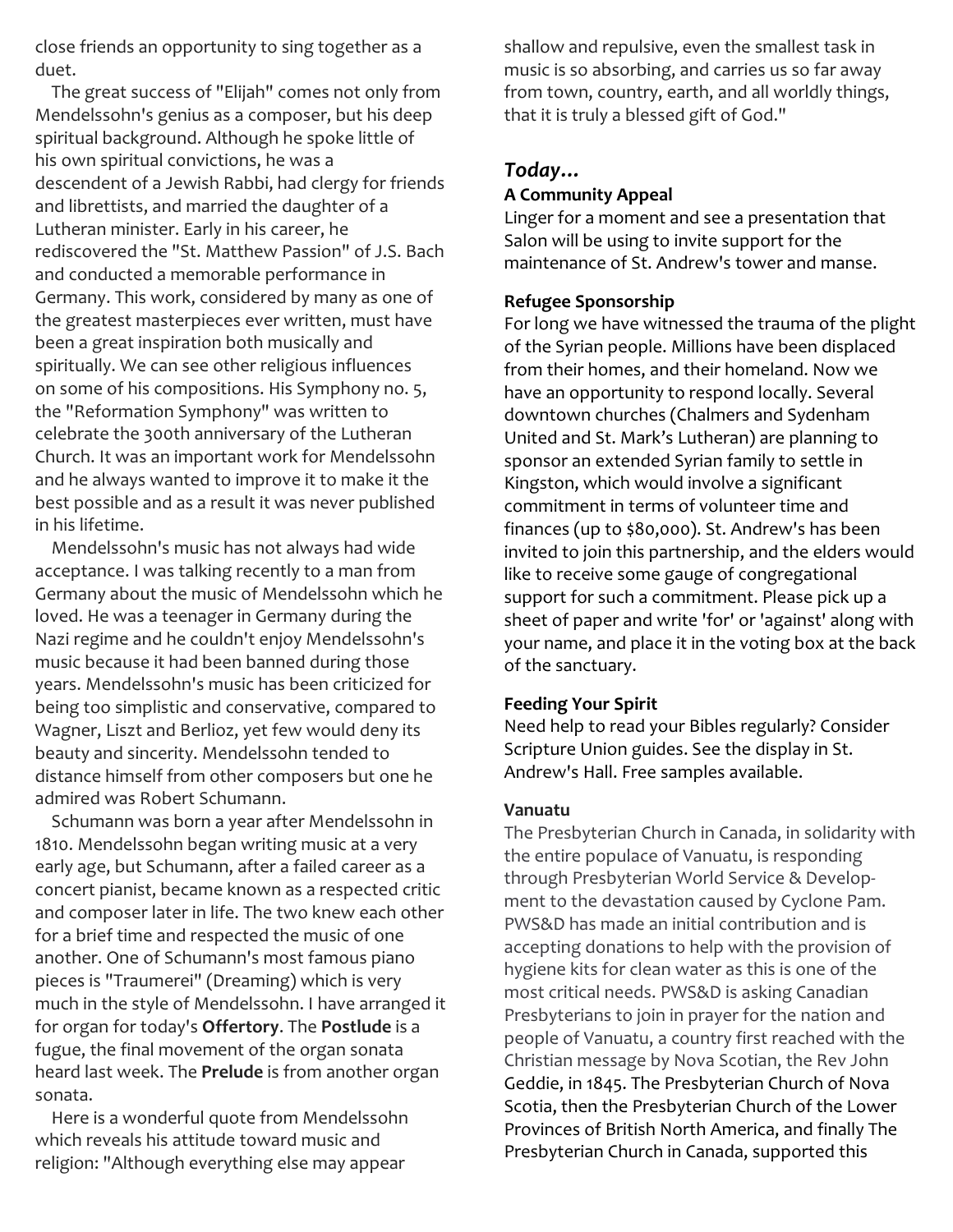close friends an opportunity to sing together as a duet.

The great success of "Elijah" comes not only from Mendelssohn's genius as a composer, but his deep spiritual background. Although he spoke little of his own spiritual convictions, he was a descendent of a Jewish Rabbi, had clergy for friends and librettists, and married the daughter of a Lutheran minister. Early in his career, he rediscovered the "St. Matthew Passion" of J.S. Bach and conducted a memorable performance in Germany. This work, considered by many as one of the greatest masterpieces ever written, must have been a great inspiration both musically and spiritually. We can see other religious influences on some of his compositions. His Symphony no. 5, the "Reformation Symphony" was written to celebrate the 300th anniversary of the Lutheran Church. It was an important work for Mendelssohn and he always wanted to improve it to make it the best possible and as a result it was never published in his lifetime.

Mendelssohn's music has not always had wide acceptance. I was talking recently to a man from Germany about the music of Mendelssohn which he loved. He was a teenager in Germany during the Nazi regime and he couldn't enjoy Mendelssohn's music because it had been banned during those years. Mendelssohn's music has been criticized for being too simplistic and conservative, compared to Wagner, Liszt and Berlioz, yet few would deny its beauty and sincerity. Mendelssohn tended to distance himself from other composers but one he admired was Robert Schumann.

Schumann was born a year after Mendelssohn in 1810. Mendelssohn began writing music at a very early age, but Schumann, after a failed career as a concert pianist, became known as a respected critic and composer later in life. The two knew each other for a brief time and respected the music of one another. One of Schumann's most famous piano pieces is "Traumerei" (Dreaming) which is very much in the style of Mendelssohn. I have arranged it for organ for today's **Offertory**. The **Postlude** is a fugue, the final movement of the organ sonata heard last week. The **Prelude** is from another organ sonata.

Here is a wonderful quote from Mendelssohn which reveals his attitude toward music and religion: "Although everything else may appear shallow and repulsive, even the smallest task in music is so absorbing, and carries us so far away from town, country, earth, and all worldly things, that it is truly a blessed gift of God."

## *Today…*

**A Community Appeal**

Linger for a moment and see a presentation that Salon will be using to invite support for the maintenance of St. Andrew's tower and manse.

**Refugee Sponsorship**

For long we have witnessed the trauma of the plight of the Syrian people. Millions have been displaced from their homes, and their homeland. Now we have an opportunity to respond locally. Several downtown churches (Chalmers and Sydenham United and St. Mark's Lutheran) are planning to sponsor an extended Syrian family to settle in Kingston, which would involve a significant commitment in terms of volunteer time and finances (up to $80,000). St. Andrew's has been invited to join this partnership, and the elders would like to receive some gauge of congregational support for such a commitment. Please pick up a sheet of paper and write 'for' or 'against' along with your name, and place it in the voting box at the back of the sanctuary.

**Feeding Your Spirit**

Need help to read your Bibles regularly? Consider Scripture Union guides. See the display in St. Andrew's Hall. Free samples available.

**Vanuatu**

The Presbyterian Church in Canada, in solidarity with the entire populace of Vanuatu, is responding through Presbyterian World Service & Development to the devastation caused by Cyclone Pam. PWS&D has made an initial contribution and is accepting donations to help with the provision of hygiene kits for clean water as this is one of the most critical needs. PWS&D is asking Canadian Presbyterians to join in prayer for the nation and people of Vanuatu, a country first reached with the Christian message by Nova Scotian, the Rev John Geddie, in 1845. The Presbyterian Church of Nova Scotia, then the Presbyterian Church of the Lower Provinces of British North America, and finally The Presbyterian Church in Canada, supported this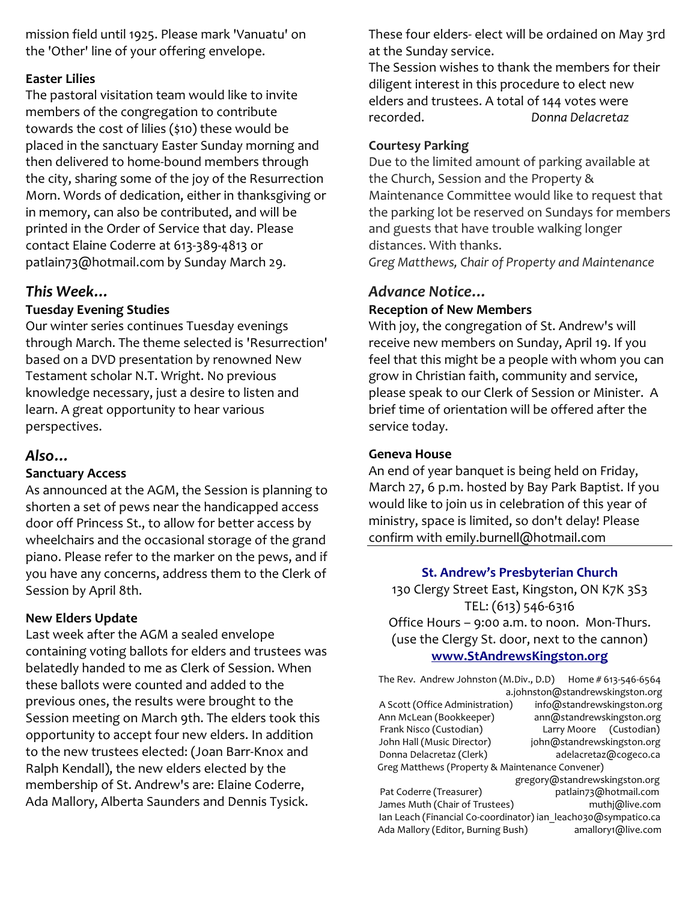mission field until 1925. Please mark 'Vanuatu' on the 'Other' line of your offering envelope.

**Easter Lilies**

The pastoral visitation team would like to invite members of the congregation to contribute towards the cost of lilies ($10) these would be placed in the sanctuary Easter Sunday morning and then delivered to home-bound members through the city, sharing some of the joy of the Resurrection Morn. Words of dedication, either in thanksgiving or in memory, can also be contributed, and will be printed in the Order of Service that day. Please contact Elaine Coderre at 613-389-4813 or patlain73@hotmail.com by Sunday March 29.

## *This Week…*

**Tuesday Evening Studies**

Our winter series continues Tuesday evenings through March. The theme selected is 'Resurrection' based on a DVD presentation by renowned New Testament scholar N.T. Wright. No previous knowledge necessary, just a desire to listen and learn. A great opportunity to hear various perspectives.

## *Also…*

**Sanctuary Access**

As announced at the AGM, the Session is planning to shorten a set of pews near the handicapped access door off Princess St., to allow for better access by wheelchairs and the occasional storage of the grand piano. Please refer to the marker on the pews, and if you have any concerns, address them to the Clerk of Session by April 8th.

**New Elders Update**

Last week after the AGM a sealed envelope containing voting ballots for elders and trustees was belatedly handed to me as Clerk of Session. When these ballots were counted and added to the previous ones, the results were brought to the Session meeting on March 9th. The elders took this opportunity to accept four new elders. In addition to the new trustees elected: (Joan Barr-Knox and Ralph Kendall), the new elders elected by the membership of St. Andrew's are: Elaine Coderre, Ada Mallory, Alberta Saunders and Dennis Tysick.

These four elders- elect will be ordained on May 3rd at the Sunday service.

The Session wishes to thank the members for their diligent interest in this procedure to elect new elders and trustees. A total of 144 votes were recorded. *Donna Delacretaz*

**Courtesy Parking**

Due to the limited amount of parking available at the Church, Session and the Property & Maintenance Committee would like to request that the parking lot be reserved on Sundays for members and guests that have trouble walking longer distances. With thanks.

*Greg Matthews, Chair of Property and Maintenance*

## *Advance Notice…*

**Reception of New Members**

With joy, the congregation of St. Andrew's will receive new members on Sunday, April 19. If you feel that this might be a people with whom you can grow in Christian faith, community and service, please speak to our Clerk of Session or Minister. A brief time of orientation will be offered after the service today.

**Geneva House**

An end of year banquet is being held on Friday, March 27, 6 p.m. hosted by Bay Park Baptist. If you would like to join us in celebration of this year of ministry, space is limited, so don't delay! Please confirm with emily.burnell@hotmail.com

**St. Andrew's Presbyterian Church**

130 Clergy Street East, Kingston, ON K7K 3S3
TEL: (613) 546-6316
Office Hours – 9:00 a.m. to noon. Mon-Thurs.
(use the Clergy St. door, next to the cannon)
**www.StAndrewsKingston.org**

The Rev. Andrew Johnston (M.Div., D.D) Home # 613-546-6564 a.johnston@standrewskingston.org
A Scott (Office Administration) info@standrewskingston.org
Ann McLean (Bookkeeper) ann@standrewskingston.org
Frank Nisco (Custodian) Larry Moore (Custodian)
John Hall (Music Director) john@standrewskingston.org
Donna Delacretaz (Clerk) adelacretaz@cogeco.ca
Greg Matthews (Property & Maintenance Convener) gregory@standrewskingston.org
Pat Coderre (Treasurer) patlain73@hotmail.com
James Muth (Chair of Trustees) muthj@live.com
Ian Leach (Financial Co-coordinator) ian_leach030@sympatico.ca
Ada Mallory (Editor, Burning Bush) amallory1@live.com